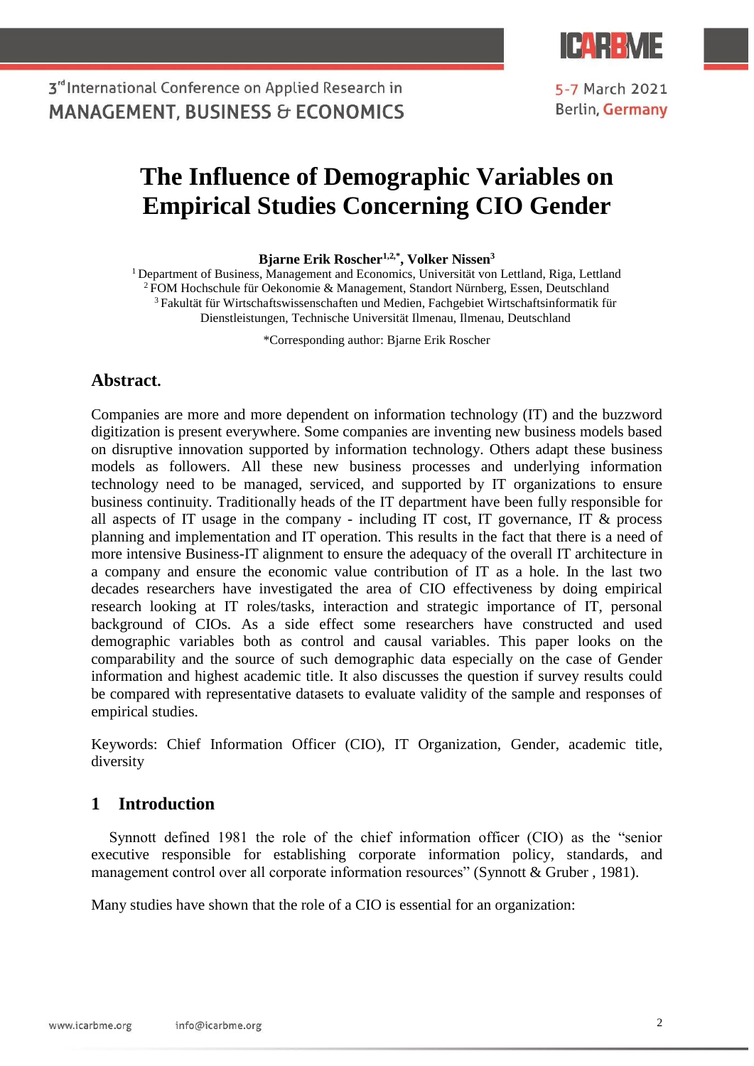# The Influence of Demographic Variables on Empirical Studies Concerning CIO Gender

**Bjarne Erik Roscher[1,2,*], Volker Nissen[3]**

[1] Department of Business, Management and Economics, Universität von Lettland, Riga, Lettland
[2] FOM Hochschule für Oekonomie & Management, Standort Nürnberg, Essen, Deutschland
[3] Fakultät für Wirtschaftswissenschaften und Medien, Fachgebiet Wirtschaftsinformatik für Dienstleistungen, Technische Universität Ilmenau, Ilmenau, Deutschland

*Corresponding author: Bjarne Erik Roscher

## Abstract.

Companies are more and more dependent on information technology (IT) and the buzzword digitization is present everywhere. Some companies are inventing new business models based on disruptive innovation supported by information technology. Others adapt these business models as followers. All these new business processes and underlying information technology need to be managed, serviced, and supported by IT organizations to ensure business continuity. Traditionally heads of the IT department have been fully responsible for all aspects of IT usage in the company - including IT cost, IT governance, IT & process planning and implementation and IT operation. This results in the fact that there is a need of more intensive Business-IT alignment to ensure the adequacy of the overall IT architecture in a company and ensure the economic value contribution of IT as a hole. In the last two decades researchers have investigated the area of CIO effectiveness by doing empirical research looking at IT roles/tasks, interaction and strategic importance of IT, personal background of CIOs. As a side effect some researchers have constructed and used demographic variables both as control and causal variables. This paper looks on the comparability and the source of such demographic data especially on the case of Gender information and highest academic title. It also discusses the question if survey results could be compared with representative datasets to evaluate validity of the sample and responses of empirical studies.

Keywords: Chief Information Officer (CIO), IT Organization, Gender, academic title, diversity

## 1 Introduction

Synnott defined 1981 the role of the chief information officer (CIO) as the “senior executive responsible for establishing corporate information policy, standards, and management control over all corporate information resources” (Synnott & Gruber , 1981).

Many studies have shown that the role of a CIO is essential for an organization: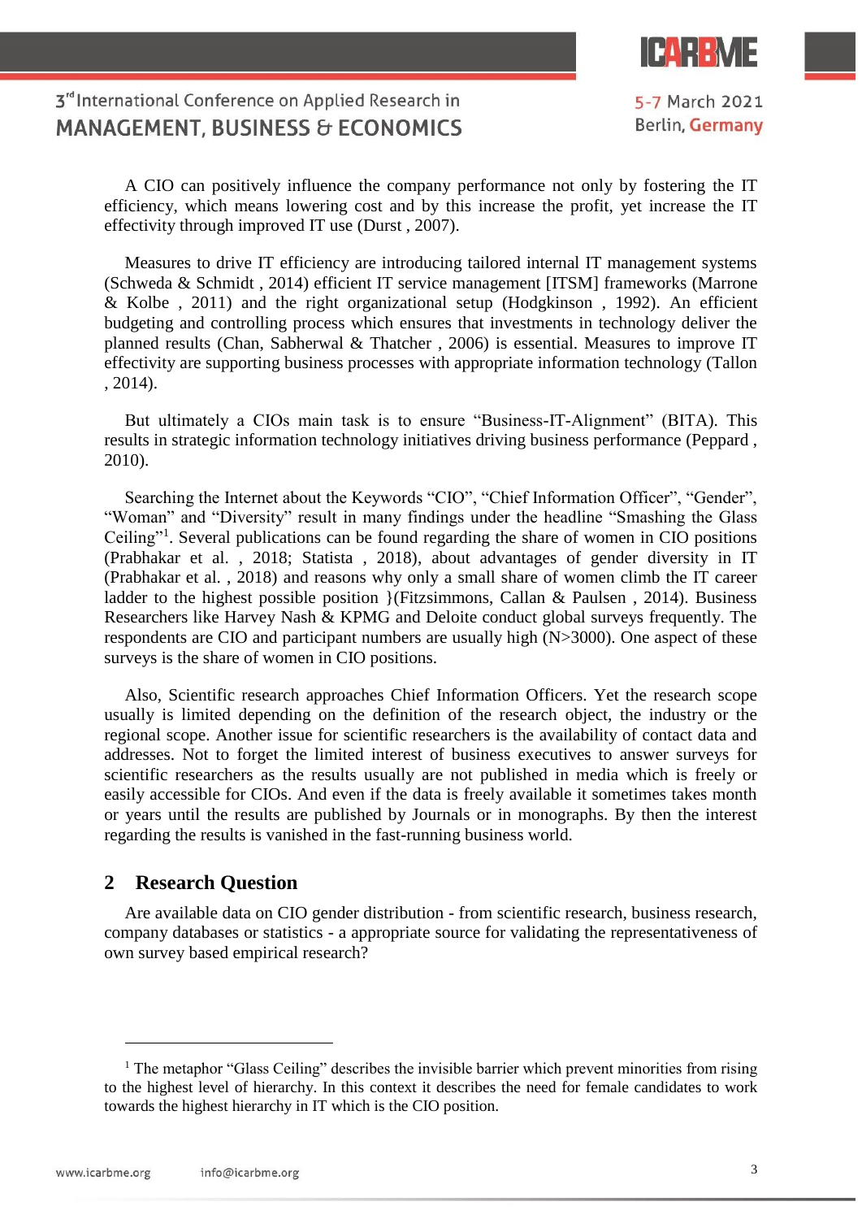A CIO can positively influence the company performance not only by fostering the IT efficiency, which means lowering cost and by this increase the profit, yet increase the IT effectivity through improved IT use (Durst , 2007).

Measures to drive IT efficiency are introducing tailored internal IT management systems (Schweda & Schmidt , 2014) efficient IT service management [ITSM] frameworks (Marrone & Kolbe , 2011) and the right organizational setup (Hodgkinson , 1992). An efficient budgeting and controlling process which ensures that investments in technology deliver the planned results (Chan, Sabherwal & Thatcher , 2006) is essential. Measures to improve IT effectivity are supporting business processes with appropriate information technology (Tallon , 2014).

But ultimately a CIOs main task is to ensure “Business-IT-Alignment” (BITA). This results in strategic information technology initiatives driving business performance (Peppard , 2010).

Searching the Internet about the Keywords “CIO”, “Chief Information Officer”, “Gender”, “Woman” and “Diversity” result in many findings under the headline “Smashing the Glass Ceiling”[1]. Several publications can be found regarding the share of women in CIO positions (Prabhakar et al. , 2018; Statista , 2018), about advantages of gender diversity in IT (Prabhakar et al. , 2018) and reasons why only a small share of women climb the IT career ladder to the highest possible position }(Fitzsimmons, Callan & Paulsen , 2014). Business Researchers like Harvey Nash & KPMG and Deloite conduct global surveys frequently. The respondents are CIO and participant numbers are usually high (N>3000). One aspect of these surveys is the share of women in CIO positions.

Also, Scientific research approaches Chief Information Officers. Yet the research scope usually is limited depending on the definition of the research object, the industry or the regional scope. Another issue for scientific researchers is the availability of contact data and addresses. Not to forget the limited interest of business executives to answer surveys for scientific researchers as the results usually are not published in media which is freely or easily accessible for CIOs. And even if the data is freely available it sometimes takes month or years until the results are published by Journals or in monographs. By then the interest regarding the results is vanished in the fast-running business world.

## 2 Research Question

Are available data on CIO gender distribution - from scientific research, business research, company databases or statistics - a appropriate source for validating the representativeness of own survey based empirical research?

[1] The metaphor “Glass Ceiling” describes the invisible barrier which prevent minorities from rising to the highest level of hierarchy. In this context it describes the need for female candidates to work towards the highest hierarchy in IT which is the CIO position.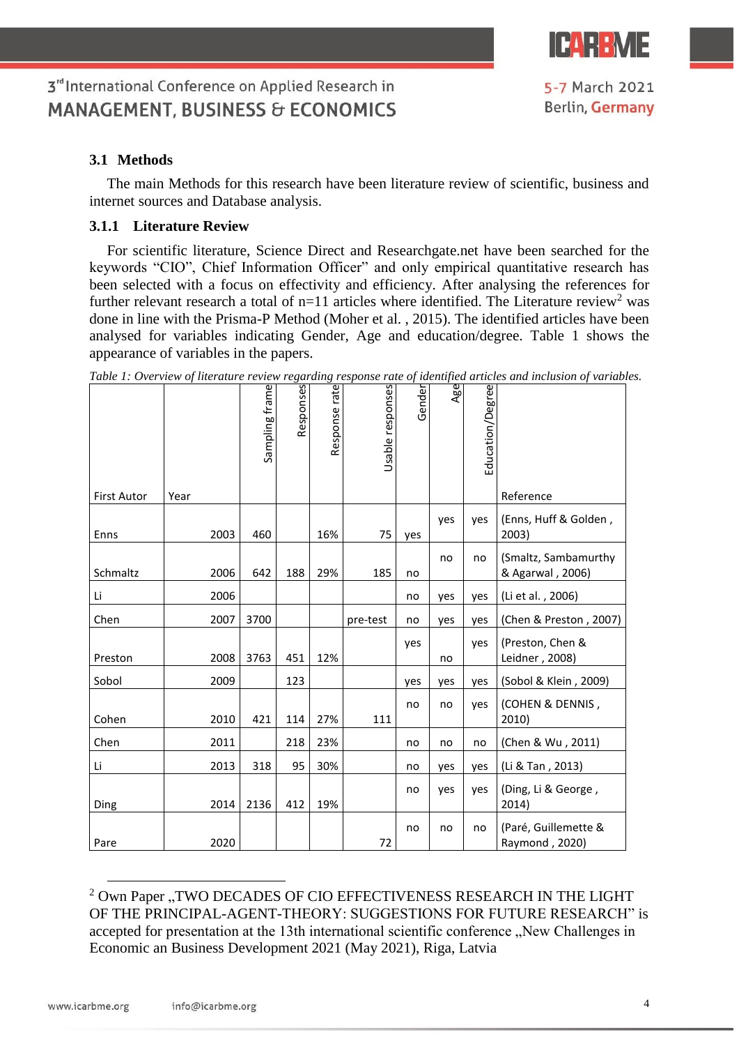### 3.1 Methods

The main Methods for this research have been literature review of scientific, business and internet sources and Database analysis.

#### 3.1.1 Literature Review

For scientific literature, Science Direct and Researchgate.net have been searched for the keywords "CIO", Chief Information Officer" and only empirical quantitative research has been selected with a focus on effectivity and efficiency. After analysing the references for further relevant research a total of n=11 articles where identified. The Literature review[2] was done in line with the Prisma-P Method (Moher et al. , 2015). The identified articles have been analysed for variables indicating Gender, Age and education/degree. Table 1 shows the appearance of variables in the papers.

*Table 1: Overview of literature review regarding response rate of identified articles and inclusion of variables.*

| First Autor | Year | Sampling frame | Responses | Response rate | Usable responses | Gender | Age | Education/Degree | Reference |
|---|---|---|---|---|---|---|---|---|---|
| Enns | 2003 | 460 | | 16% | 75 | yes | yes | yes | (Enns, Huff & Golden , 2003) |
| Schmaltz | 2006 | 642 | 188 | 29% | 185 | no | no | no | (Smaltz, Sambamurthy & Agarwal , 2006) |
| Li | 2006 | | | | | no | yes | yes | (Li et al. , 2006) |
| Chen | 2007 | 3700 | | | pre-test | no | yes | yes | (Chen & Preston , 2007) |
| Preston | 2008 | 3763 | 451 | 12% | | yes | no | yes | (Preston, Chen & Leidner , 2008) |
| Sobol | 2009 | | 123 | | | yes | yes | yes | (Sobol & Klein , 2009) |
| Cohen | 2010 | 421 | 114 | 27% | 111 | no | no | yes | (COHEN & DENNIS , 2010) |
| Chen | 2011 | | 218 | 23% | | no | no | no | (Chen & Wu , 2011) |
| Li | 2013 | 318 | 95 | 30% | | no | yes | yes | (Li & Tan , 2013) |
| Ding | 2014 | 2136 | 412 | 19% | | no | yes | yes | (Ding, Li & George , 2014) |
| Pare | 2020 | | | | 72 | no | no | no | (Paré, Guillemette & Raymond , 2020) |

[2] Own Paper „TWO DECADES OF CIO EFFECTIVENESS RESEARCH IN THE LIGHT OF THE PRINCIPAL-AGENT-THEORY: SUGGESTIONS FOR FUTURE RESEARCH" is accepted for presentation at the 13th international scientific conference „New Challenges in Economic an Business Development 2021 (May 2021), Riga, Latvia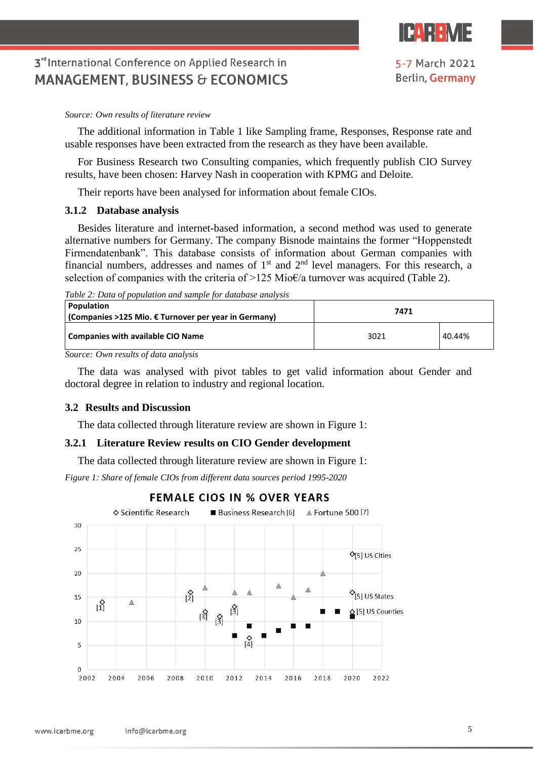*Source: Own results of literature review*

The additional information in Table 1 like Sampling frame, Responses, Response rate and usable responses have been extracted from the research as they have been available.

For Business Research two Consulting companies, which frequently publish CIO Survey results, have been chosen: Harvey Nash in cooperation with KPMG and Deloite.

Their reports have been analysed for information about female CIOs.

### 3.1.2 Database analysis

Besides literature and internet-based information, a second method was used to generate alternative numbers for Germany. The company Bisnode maintains the former "Hoppenstedt Firmendatenbank". This database consists of information about German companies with financial numbers, addresses and names of 1st and 2nd level managers. For this research, a selection of companies with the criteria of >125 Mio€/a turnover was acquired (Table 2).

*Table 2: Data of population and sample for database analysis*

| **Population (Companies >125 Mio. € Turnover per year in Germany)** | **7471** | |
|---|---|---|
| **Companies with available CIO Name** | 3021 | 40.44% |

*Source: Own results of data analysis*

The data was analysed with pivot tables to get valid information about Gender and doctoral degree in relation to industry and regional location.

## 3.2 Results and Discussion

The data collected through literature review are shown in Figure 1:

### 3.2.1 Literature Review results on CIO Gender development

The data collected through literature review are shown in Figure 1:

*Figure 1: Share of female CIOs from different data sources period 1995-2020*

FEMALE CIOS IN % OVER YEARS

◇ Scientific Research ■ Business Research [6] ▲ Fortune 500 [7]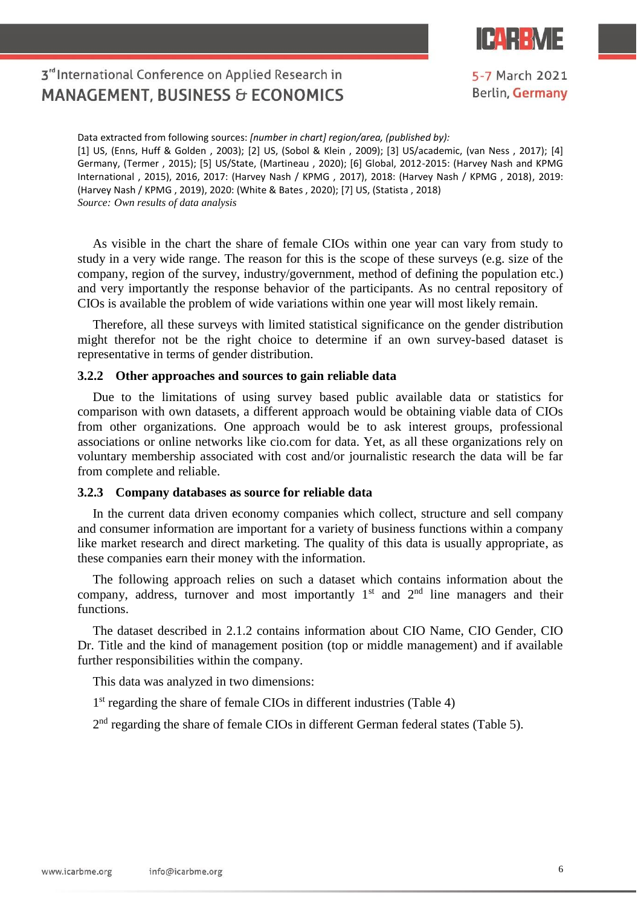Data extracted from following sources: *[number in chart] region/area, (published by):*
[1] US, (Enns, Huff & Golden , 2003); [2] US, (Sobol & Klein , 2009); [3] US/academic, (van Ness , 2017); [4] Germany, (Termer , 2015); [5] US/State, (Martineau , 2020); [6] Global, 2012-2015: (Harvey Nash and KPMG International , 2015), 2016, 2017: (Harvey Nash / KPMG , 2017), 2018: (Harvey Nash / KPMG , 2018), 2019: (Harvey Nash / KPMG , 2019), 2020: (White & Bates , 2020); [7] US, (Statista , 2018)
*Source: Own results of data analysis*

As visible in the chart the share of female CIOs within one year can vary from study to study in a very wide range. The reason for this is the scope of these surveys (e.g. size of the company, region of the survey, industry/government, method of defining the population etc.) and very importantly the response behavior of the participants. As no central repository of CIOs is available the problem of wide variations within one year will most likely remain.

Therefore, all these surveys with limited statistical significance on the gender distribution might therefor not be the right choice to determine if an own survey-based dataset is representative in terms of gender distribution.

### 3.2.2 Other approaches and sources to gain reliable data

Due to the limitations of using survey based public available data or statistics for comparison with own datasets, a different approach would be obtaining viable data of CIOs from other organizations. One approach would be to ask interest groups, professional associations or online networks like cio.com for data. Yet, as all these organizations rely on voluntary membership associated with cost and/or journalistic research the data will be far from complete and reliable.

### 3.2.3 Company databases as source for reliable data

In the current data driven economy companies which collect, structure and sell company and consumer information are important for a variety of business functions within a company like market research and direct marketing. The quality of this data is usually appropriate, as these companies earn their money with the information.

The following approach relies on such a dataset which contains information about the company, address, turnover and most importantly 1st and 2nd line managers and their functions.

The dataset described in 2.1.2 contains information about CIO Name, CIO Gender, CIO Dr. Title and the kind of management position (top or middle management) and if available further responsibilities within the company.

This data was analyzed in two dimensions:

1st regarding the share of female CIOs in different industries (Table 4)

2nd regarding the share of female CIOs in different German federal states (Table 5).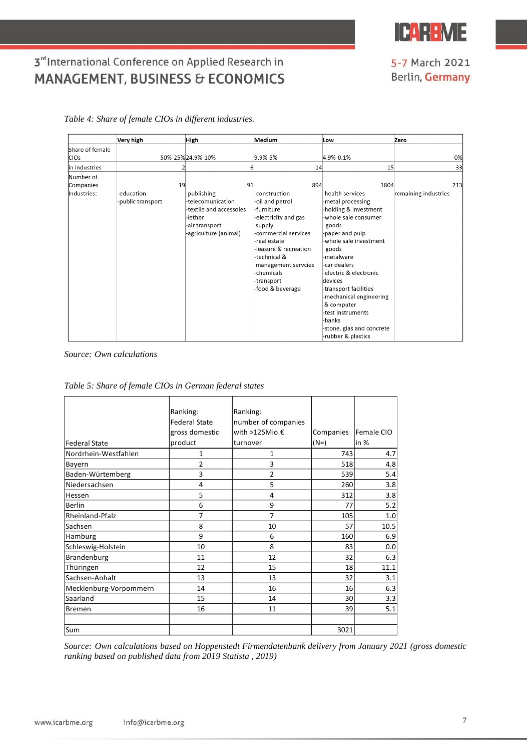*Table 4: Share of female CIOs in different industries.*

| | Very high | High | Medium | Low | Zero |
|---|---|---|---|---|---|
| Share of female CIOs | 50%-25% | 24.9%-10% | 9.9%-5% | 4.9%-0.1% | 0% |
| in industries | 2 | 6 | 14 | 15 | 33 |
| Number of Companies | 19 | 91 | 894 | 1804 | 213 |
| Industries: | -education<br>-public transport | -publishing<br>-telecomunication<br>-textile and accessoies<br>-lether<br>-air transport<br>-agriculture (animal) | -construction<br>-oil and petrol<br>-furniture<br>-electricity and gas supply<br>-commercial services<br>-real estate<br>-leasure & recreation<br>-technical & management servcies<br>-chemicals<br>-transport<br>-food & beverage | -health services<br>-metal processing<br>-holding & investment<br>-whole sale consumer goods<br>-paper and pulp<br>-whole sale investment goods<br>-metalware<br>-car dealers<br>-electric & electronic devices<br>-transport facilities<br>-mechanical engineering & computer<br>-test instruments<br>-banks<br>-stone, glas and concrete<br>-rubber & plastics | remaining industries |

*Source: Own calculations*

*Table 5: Share of female CIOs in German federal states*

| Federal State | Ranking: Federal State gross domestic product | Ranking: number of companies with >125Mio.€ turnover | Companies (N=) | Female CIO in % |
|---|---|---|---|---|
| Nordrhein-Westfahlen | 1 | 1 | 743 | 4.7 |
| Bayern | 2 | 3 | 518 | 4.8 |
| Baden-Würtemberg | 3 | 2 | 539 | 5.4 |
| Niedersachsen | 4 | 5 | 260 | 3.8 |
| Hessen | 5 | 4 | 312 | 3.8 |
| Berlin | 6 | 9 | 77 | 5.2 |
| Rheinland-Pfalz | 7 | 7 | 105 | 1.0 |
| Sachsen | 8 | 10 | 57 | 10.5 |
| Hamburg | 9 | 6 | 160 | 6.9 |
| Schleswig-Holstein | 10 | 8 | 83 | 0.0 |
| Brandenburg | 11 | 12 | 32 | 6.3 |
| Thüringen | 12 | 15 | 18 | 11.1 |
| Sachsen-Anhalt | 13 | 13 | 32 | 3.1 |
| Mecklenburg-Vorpommern | 14 | 16 | 16 | 6.3 |
| Saarland | 15 | 14 | 30 | 3.3 |
| Bremen | 16 | 11 | 39 | 5.1 |
| | | | | |
| Sum | | | 3021 | |

*Source: Own calculations based on Hoppenstedt Firmendatenbank delivery from January 2021 (gross domestic ranking based on published data from 2019 Statista , 2019)*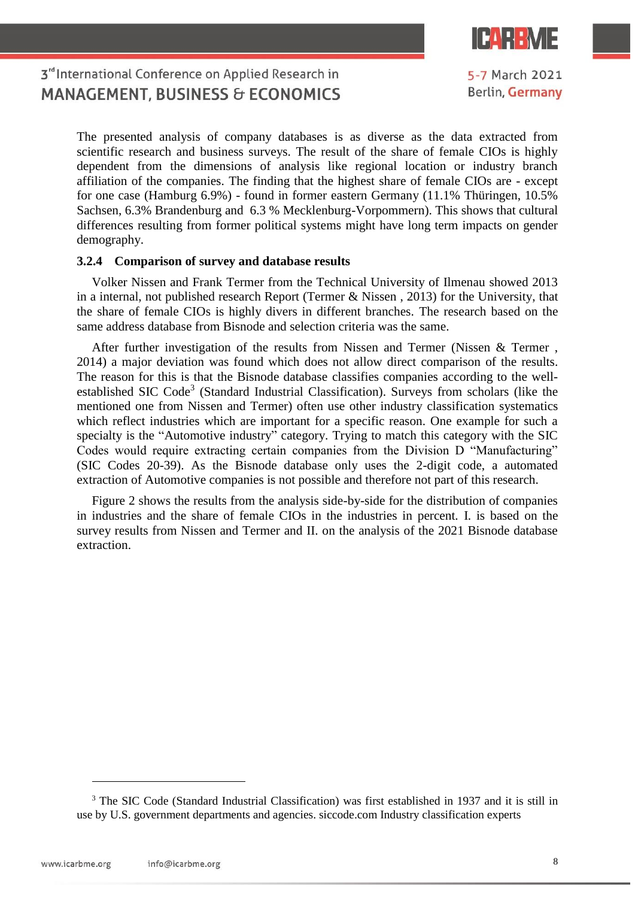The presented analysis of company databases is as diverse as the data extracted from scientific research and business surveys. The result of the share of female CIOs is highly dependent from the dimensions of analysis like regional location or industry branch affiliation of the companies. The finding that the highest share of female CIOs are - except for one case (Hamburg 6.9%) - found in former eastern Germany (11.1% Thüringen, 10.5% Sachsen, 6.3% Brandenburg and 6.3 % Mecklenburg-Vorpommern). This shows that cultural differences resulting from former political systems might have long term impacts on gender demography.

### 3.2.4 Comparison of survey and database results

Volker Nissen and Frank Termer from the Technical University of Ilmenau showed 2013 in a internal, not published research Report (Termer & Nissen , 2013) for the University, that the share of female CIOs is highly divers in different branches. The research based on the same address database from Bisnode and selection criteria was the same.

After further investigation of the results from Nissen and Termer (Nissen & Termer , 2014) a major deviation was found which does not allow direct comparison of the results. The reason for this is that the Bisnode database classifies companies according to the well-established SIC Code[3] (Standard Industrial Classification). Surveys from scholars (like the mentioned one from Nissen and Termer) often use other industry classification systematics which reflect industries which are important for a specific reason. One example for such a specialty is the "Automotive industry" category. Trying to match this category with the SIC Codes would require extracting certain companies from the Division D "Manufacturing" (SIC Codes 20-39). As the Bisnode database only uses the 2-digit code, a automated extraction of Automotive companies is not possible and therefore not part of this research.

Figure 2 shows the results from the analysis side-by-side for the distribution of companies in industries and the share of female CIOs in the industries in percent. I. is based on the survey results from Nissen and Termer and II. on the analysis of the 2021 Bisnode database extraction.

[3] The SIC Code (Standard Industrial Classification) was first established in 1937 and it is still in use by U.S. government departments and agencies. siccode.com Industry classification experts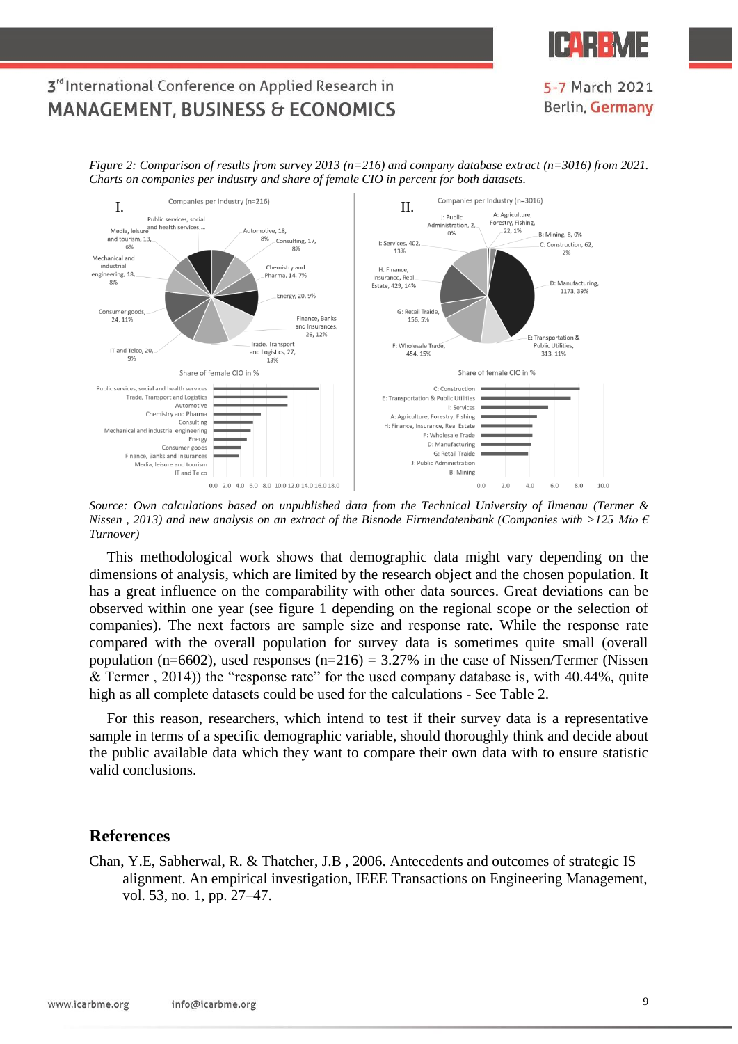*Figure 2: Comparison of results from survey 2013 (n=216) and company database extract (n=3016) from 2021. Charts on companies per industry and share of female CIO in percent for both datasets.*

*Source: Own calculations based on unpublished data from the Technical University of Ilmenau (Termer & Nissen , 2013) and new analysis on an extract of the Bisnode Firmendatenbank (Companies with >125 Mio € Turnover)*

This methodological work shows that demographic data might vary depending on the dimensions of analysis, which are limited by the research object and the chosen population. It has a great influence on the comparability with other data sources. Great deviations can be observed within one year (see figure 1 depending on the regional scope or the selection of companies). The next factors are sample size and response rate. While the response rate compared with the overall population for survey data is sometimes quite small (overall population (n=6602), used responses (n=216) = 3.27% in the case of Nissen/Termer (Nissen & Termer , 2014)) the "response rate" for the used company database is, with 40.44%, quite high as all complete datasets could be used for the calculations - See Table 2.

For this reason, researchers, which intend to test if their survey data is a representative sample in terms of a specific demographic variable, should thoroughly think and decide about the public available data which they want to compare their own data with to ensure statistic valid conclusions.

## References

Chan, Y.E, Sabherwal, R. & Thatcher, J.B , 2006. Antecedents and outcomes of strategic IS alignment. An empirical investigation, IEEE Transactions on Engineering Management, vol. 53, no. 1, pp. 27–47.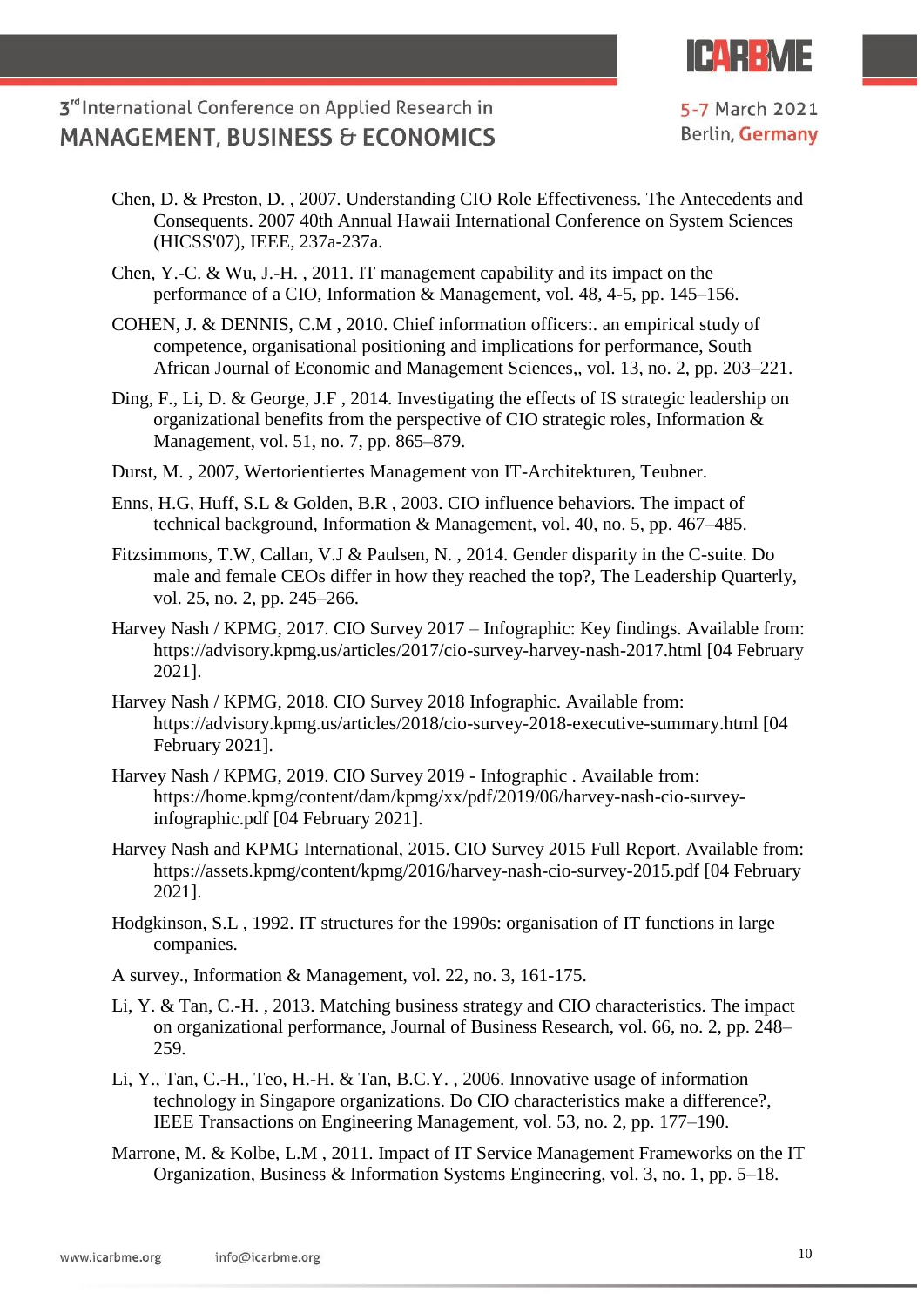Chen, D. & Preston, D. , 2007. Understanding CIO Role Effectiveness. The Antecedents and Consequents. 2007 40th Annual Hawaii International Conference on System Sciences (HICSS'07), IEEE, 237a-237a.

Chen, Y.-C. & Wu, J.-H. , 2011. IT management capability and its impact on the performance of a CIO, Information & Management, vol. 48, 4-5, pp. 145–156.

COHEN, J. & DENNIS, C.M , 2010. Chief information officers:. an empirical study of competence, organisational positioning and implications for performance, South African Journal of Economic and Management Sciences,, vol. 13, no. 2, pp. 203–221.

Ding, F., Li, D. & George, J.F , 2014. Investigating the effects of IS strategic leadership on organizational benefits from the perspective of CIO strategic roles, Information & Management, vol. 51, no. 7, pp. 865–879.

Durst, M. , 2007, Wertorientiertes Management von IT-Architekturen, Teubner.

Enns, H.G, Huff, S.L & Golden, B.R , 2003. CIO influence behaviors. The impact of technical background, Information & Management, vol. 40, no. 5, pp. 467–485.

Fitzsimmons, T.W, Callan, V.J & Paulsen, N. , 2014. Gender disparity in the C-suite. Do male and female CEOs differ in how they reached the top?, The Leadership Quarterly, vol. 25, no. 2, pp. 245–266.

Harvey Nash / KPMG, 2017. CIO Survey 2017 – Infographic: Key findings. Available from: https://advisory.kpmg.us/articles/2017/cio-survey-harvey-nash-2017.html [04 February 2021].

Harvey Nash / KPMG, 2018. CIO Survey 2018 Infographic. Available from: https://advisory.kpmg.us/articles/2018/cio-survey-2018-executive-summary.html [04 February 2021].

Harvey Nash / KPMG, 2019. CIO Survey 2019 - Infographic . Available from: https://home.kpmg/content/dam/kpmg/xx/pdf/2019/06/harvey-nash-cio-survey-infographic.pdf [04 February 2021].

Harvey Nash and KPMG International, 2015. CIO Survey 2015 Full Report. Available from: https://assets.kpmg/content/kpmg/2016/harvey-nash-cio-survey-2015.pdf [04 February 2021].

Hodgkinson, S.L , 1992. IT structures for the 1990s: organisation of IT functions in large companies.

A survey., Information & Management, vol. 22, no. 3, 161-175.

Li, Y. & Tan, C.-H. , 2013. Matching business strategy and CIO characteristics. The impact on organizational performance, Journal of Business Research, vol. 66, no. 2, pp. 248–259.

Li, Y., Tan, C.-H., Teo, H.-H. & Tan, B.C.Y. , 2006. Innovative usage of information technology in Singapore organizations. Do CIO characteristics make a difference?, IEEE Transactions on Engineering Management, vol. 53, no. 2, pp. 177–190.

Marrone, M. & Kolbe, L.M , 2011. Impact of IT Service Management Frameworks on the IT Organization, Business & Information Systems Engineering, vol. 3, no. 1, pp. 5–18.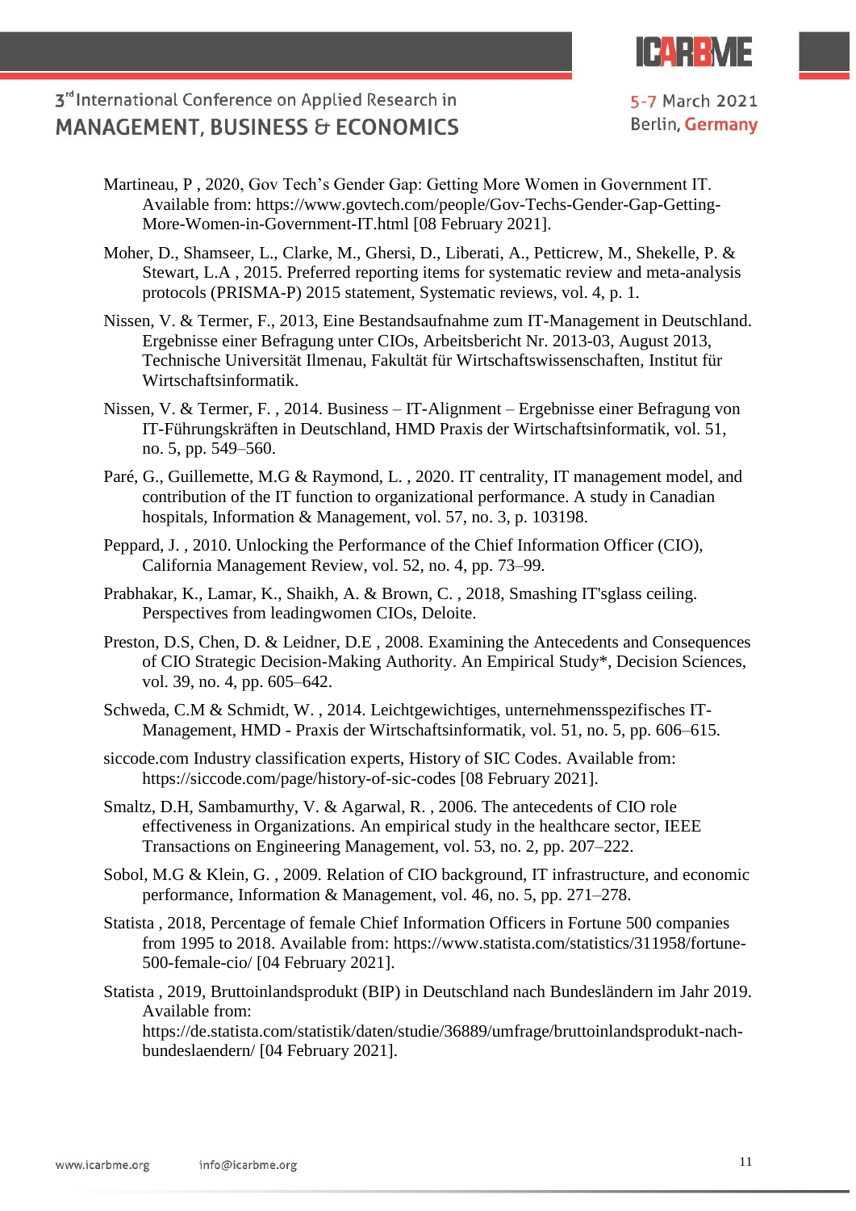Martineau, P , 2020, Gov Tech’s Gender Gap: Getting More Women in Government IT. Available from: https://www.govtech.com/people/Gov-Techs-Gender-Gap-Getting-More-Women-in-Government-IT.html [08 February 2021].

Moher, D., Shamseer, L., Clarke, M., Ghersi, D., Liberati, A., Petticrew, M., Shekelle, P. & Stewart, L.A , 2015. Preferred reporting items for systematic review and meta-analysis protocols (PRISMA-P) 2015 statement, Systematic reviews, vol. 4, p. 1.

Nissen, V. & Termer, F., 2013, Eine Bestandsaufnahme zum IT-Management in Deutschland. Ergebnisse einer Befragung unter CIOs, Arbeitsbericht Nr. 2013-03, August 2013, Technische Universität Ilmenau, Fakultät für Wirtschaftswissenschaften, Institut für Wirtschaftsinformatik.

Nissen, V. & Termer, F. , 2014. Business – IT-Alignment – Ergebnisse einer Befragung von IT-Führungskräften in Deutschland, HMD Praxis der Wirtschaftsinformatik, vol. 51, no. 5, pp. 549–560.

Paré, G., Guillemette, M.G & Raymond, L. , 2020. IT centrality, IT management model, and contribution of the IT function to organizational performance. A study in Canadian hospitals, Information & Management, vol. 57, no. 3, p. 103198.

Peppard, J. , 2010. Unlocking the Performance of the Chief Information Officer (CIO), California Management Review, vol. 52, no. 4, pp. 73–99.

Prabhakar, K., Lamar, K., Shaikh, A. & Brown, C. , 2018, Smashing IT'sglass ceiling. Perspectives from leadingwomen CIOs, Deloite.

Preston, D.S, Chen, D. & Leidner, D.E , 2008. Examining the Antecedents and Consequences of CIO Strategic Decision-Making Authority. An Empirical Study*, Decision Sciences, vol. 39, no. 4, pp. 605–642.

Schweda, C.M & Schmidt, W. , 2014. Leichtgewichtiges, unternehmensspezifisches IT-Management, HMD - Praxis der Wirtschaftsinformatik, vol. 51, no. 5, pp. 606–615.

siccode.com Industry classification experts, History of SIC Codes. Available from: https://siccode.com/page/history-of-sic-codes [08 February 2021].

Smaltz, D.H, Sambamurthy, V. & Agarwal, R. , 2006. The antecedents of CIO role effectiveness in Organizations. An empirical study in the healthcare sector, IEEE Transactions on Engineering Management, vol. 53, no. 2, pp. 207–222.

Sobol, M.G & Klein, G. , 2009. Relation of CIO background, IT infrastructure, and economic performance, Information & Management, vol. 46, no. 5, pp. 271–278.

Statista , 2018, Percentage of female Chief Information Officers in Fortune 500 companies from 1995 to 2018. Available from: https://www.statista.com/statistics/311958/fortune-500-female-cio/ [04 February 2021].

Statista , 2019, Bruttoinlandsprodukt (BIP) in Deutschland nach Bundesländern im Jahr 2019. Available from: https://de.statista.com/statistik/daten/studie/36889/umfrage/bruttoinlandsprodukt-nach-bundeslaendern/ [04 February 2021].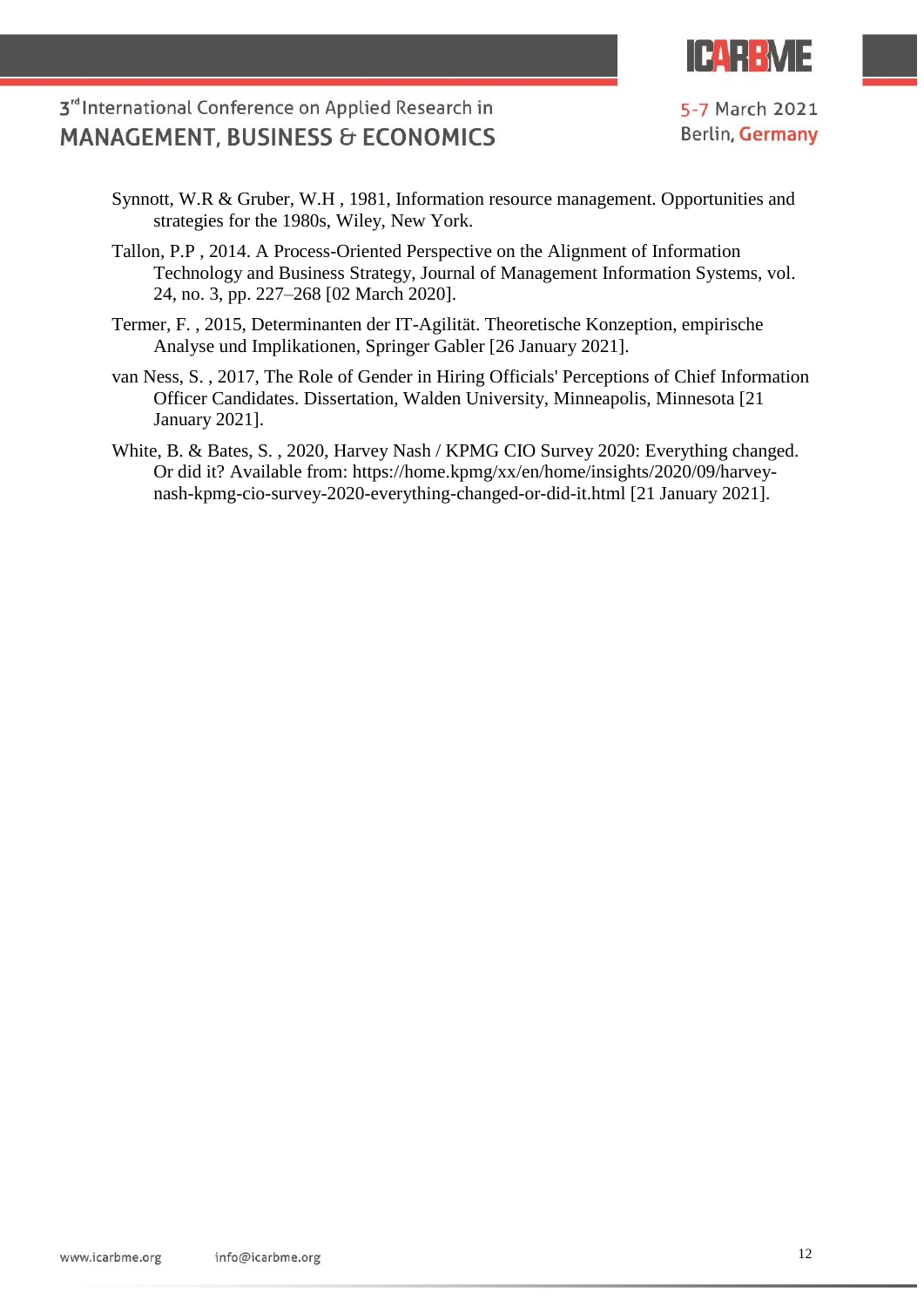Synnott, W.R & Gruber, W.H , 1981, Information resource management. Opportunities and strategies for the 1980s, Wiley, New York.

Tallon, P.P , 2014. A Process-Oriented Perspective on the Alignment of Information Technology and Business Strategy, Journal of Management Information Systems, vol. 24, no. 3, pp. 227–268 [02 March 2020].

Termer, F. , 2015, Determinanten der IT-Agilität. Theoretische Konzeption, empirische Analyse und Implikationen, Springer Gabler [26 January 2021].

van Ness, S. , 2017, The Role of Gender in Hiring Officials' Perceptions of Chief Information Officer Candidates. Dissertation, Walden University, Minneapolis, Minnesota [21 January 2021].

White, B. & Bates, S. , 2020, Harvey Nash / KPMG CIO Survey 2020: Everything changed. Or did it? Available from: https://home.kpmg/xx/en/home/insights/2020/09/harvey-nash-kpmg-cio-survey-2020-everything-changed-or-did-it.html [21 January 2021].